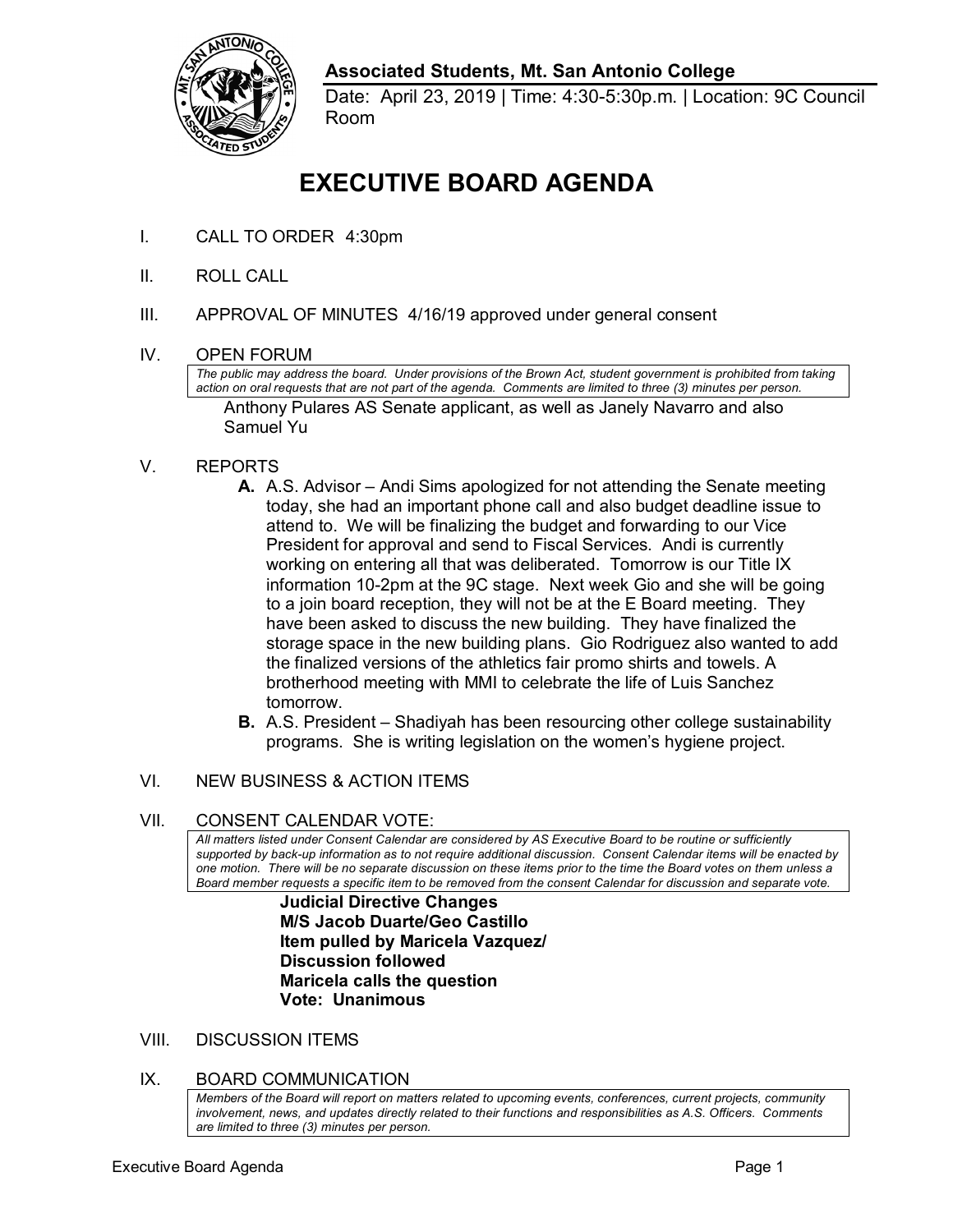**Associated Students, Mt. San Antonio College**

Date: April 23, 2019 | Time: 4:30-5:30p.m. | Location: 9C Council Room

# EXECUTIVE BOARD AGENDA

I. CALL TO ORDER 4:30pm

II. ROLL CALL

III. APPROVAL OF MINUTES 4/16/19 approved under general consent

IV. OPEN FORUM

*The public may address the board. Under provisions of the Brown Act, student government is prohibited from taking action on oral requests that are not part of the agenda. Comments are limited to three (3) minutes per person.*

Anthony Pulares AS Senate applicant, as well as Janely Navarro and also Samuel Yu

V. REPORTS

**A.** A.S. Advisor – Andi Sims apologized for not attending the Senate meeting today, she had an important phone call and also budget deadline issue to attend to. We will be finalizing the budget and forwarding to our Vice President for approval and send to Fiscal Services. Andi is currently working on entering all that was deliberated. Tomorrow is our Title IX information 10-2pm at the 9C stage. Next week Gio and she will be going to a join board reception, they will not be at the E Board meeting. They have been asked to discuss the new building. They have finalized the storage space in the new building plans. Gio Rodriguez also wanted to add the finalized versions of the athletics fair promo shirts and towels. A brotherhood meeting with MMI to celebrate the life of Luis Sanchez tomorrow.

**B.** A.S. President – Shadiyah has been resourcing other college sustainability programs. She is writing legislation on the women's hygiene project.

VI. NEW BUSINESS & ACTION ITEMS

VII. CONSENT CALENDAR VOTE:

*All matters listed under Consent Calendar are considered by AS Executive Board to be routine or sufficiently supported by back-up information as to not require additional discussion. Consent Calendar items will be enacted by one motion. There will be no separate discussion on these items prior to the time the Board votes on them unless a Board member requests a specific item to be removed from the consent Calendar for discussion and separate vote.*

**Judicial Directive Changes**
**M/S Jacob Duarte/Geo Castillo**
**Item pulled by Maricela Vazquez/**
**Discussion followed**
**Maricela calls the question**
**Vote: Unanimous**

VIII. DISCUSSION ITEMS

IX. BOARD COMMUNICATION

*Members of the Board will report on matters related to upcoming events, conferences, current projects, community involvement, news, and updates directly related to their functions and responsibilities as A.S. Officers. Comments are limited to three (3) minutes per person.*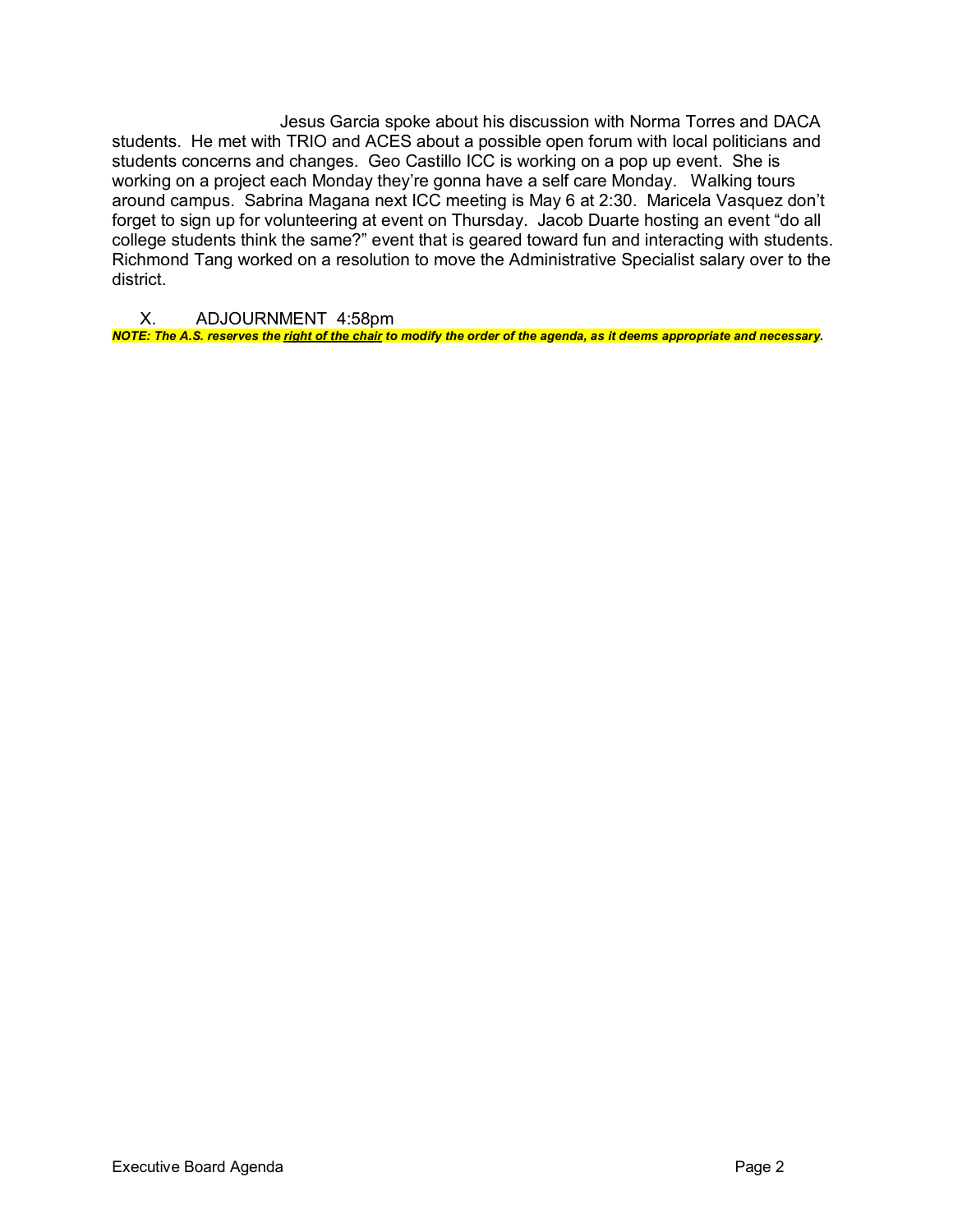Jesus Garcia spoke about his discussion with Norma Torres and DACA students. He met with TRIO and ACES about a possible open forum with local politicians and students concerns and changes. Geo Castillo ICC is working on a pop up event. She is working on a project each Monday they're gonna have a self care Monday. Walking tours around campus. Sabrina Magana next ICC meeting is May 6 at 2:30. Maricela Vasquez don't forget to sign up for volunteering at event on Thursday. Jacob Duarte hosting an event "do all college students think the same?" event that is geared toward fun and interacting with students. Richmond Tang worked on a resolution to move the Administrative Specialist salary over to the district.

X. ADJOURNMENT 4:58pm

***NOTE: The A.S. reserves the <u>right of the chair</u> to modify the order of the agenda, as it deems appropriate and necessary.***